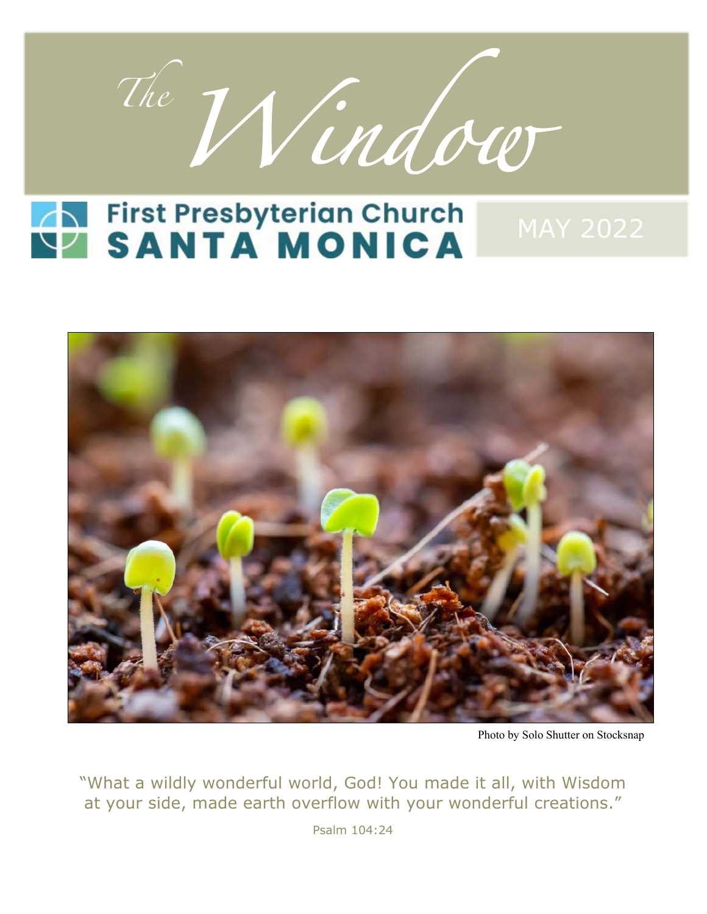# *The Window*

**First Presbyterian Church SANTA MONICA**

MAY 2022

Photo by Solo Shutter on Stocksnap

"What a wildly wonderful world, God! You made it all, with Wisdom at your side, made earth overflow with your wonderful creations."

Psalm 104:24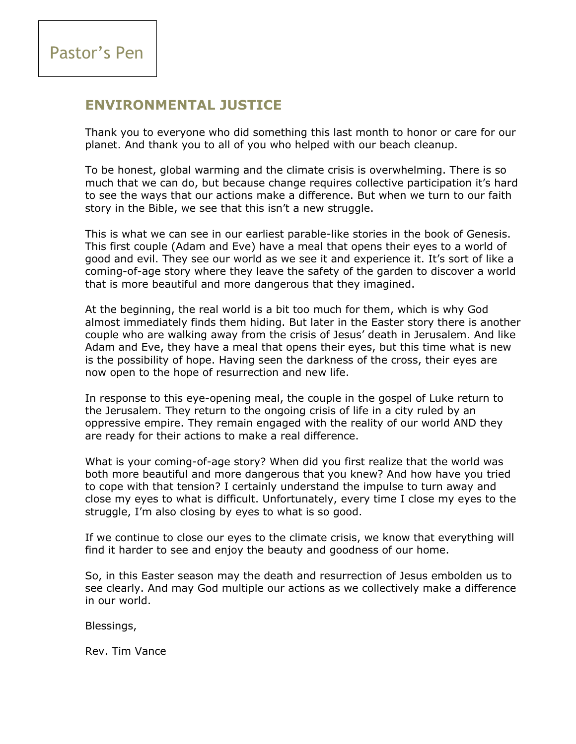# Pastor's Pen

## ENVIRONMENTAL JUSTICE

Thank you to everyone who did something this last month to honor or care for our planet. And thank you to all of you who helped with our beach cleanup.

To be honest, global warming and the climate crisis is overwhelming. There is so much that we can do, but because change requires collective participation it's hard to see the ways that our actions make a difference. But when we turn to our faith story in the Bible, we see that this isn't a new struggle.

This is what we can see in our earliest parable-like stories in the book of Genesis. This first couple (Adam and Eve) have a meal that opens their eyes to a world of good and evil. They see our world as we see it and experience it. It's sort of like a coming-of-age story where they leave the safety of the garden to discover a world that is more beautiful and more dangerous that they imagined.

At the beginning, the real world is a bit too much for them, which is why God almost immediately finds them hiding. But later in the Easter story there is another couple who are walking away from the crisis of Jesus' death in Jerusalem. And like Adam and Eve, they have a meal that opens their eyes, but this time what is new is the possibility of hope. Having seen the darkness of the cross, their eyes are now open to the hope of resurrection and new life.

In response to this eye-opening meal, the couple in the gospel of Luke return to the Jerusalem. They return to the ongoing crisis of life in a city ruled by an oppressive empire. They remain engaged with the reality of our world AND they are ready for their actions to make a real difference.

What is your coming-of-age story? When did you first realize that the world was both more beautiful and more dangerous that you knew? And how have you tried to cope with that tension? I certainly understand the impulse to turn away and close my eyes to what is difficult. Unfortunately, every time I close my eyes to the struggle, I'm also closing by eyes to what is so good.

If we continue to close our eyes to the climate crisis, we know that everything will find it harder to see and enjoy the beauty and goodness of our home.

So, in this Easter season may the death and resurrection of Jesus embolden us to see clearly. And may God multiple our actions as we collectively make a difference in our world.

Blessings,

Rev. Tim Vance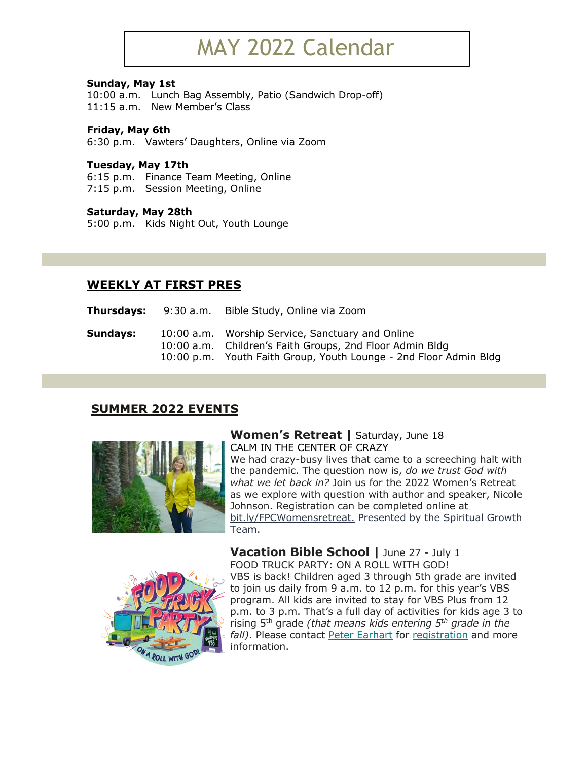# MAY 2022 Calendar

**Sunday, May 1st**
10:00 a.m. Lunch Bag Assembly, Patio (Sandwich Drop-off)
11:15 a.m. New Member's Class

**Friday, May 6th**
6:30 p.m. Vawters' Daughters, Online via Zoom

**Tuesday, May 17th**
6:15 p.m. Finance Team Meeting, Online
7:15 p.m. Session Meeting, Online

**Saturday, May 28th**
5:00 p.m. Kids Night Out, Youth Lounge

## WEEKLY AT FIRST PRES

**Thursdays:** 9:30 a.m. Bible Study, Online via Zoom

**Sundays:**
10:00 a.m. Worship Service, Sanctuary and Online
10:00 a.m. Children's Faith Groups, 2nd Floor Admin Bldg
10:00 p.m. Youth Faith Group, Youth Lounge - 2nd Floor Admin Bldg

## SUMMER 2022 EVENTS

### Women's Retreat | Saturday, June 18

CALM IN THE CENTER OF CRAZY

We had crazy-busy lives that came to a screeching halt with the pandemic. The question now is, *do we trust God with what we let back in?* Join us for the 2022 Women's Retreat as we explore with question with author and speaker, Nicole Johnson. Registration can be completed online at bit.ly/FPCWomensretreat. Presented by the Spiritual Growth Team.

### Vacation Bible School | June 27 - July 1

FOOD TRUCK PARTY: ON A ROLL WITH GOD!

VBS is back! Children aged 3 through 5th grade are invited to join us daily from 9 a.m. to 12 p.m. for this year's VBS program. All kids are invited to stay for VBS Plus from 12 p.m. to 3 p.m. That's a full day of activities for kids age 3 to rising 5th grade *(that means kids entering 5th grade in the fall)*. Please contact Peter Earhart for registration and more information.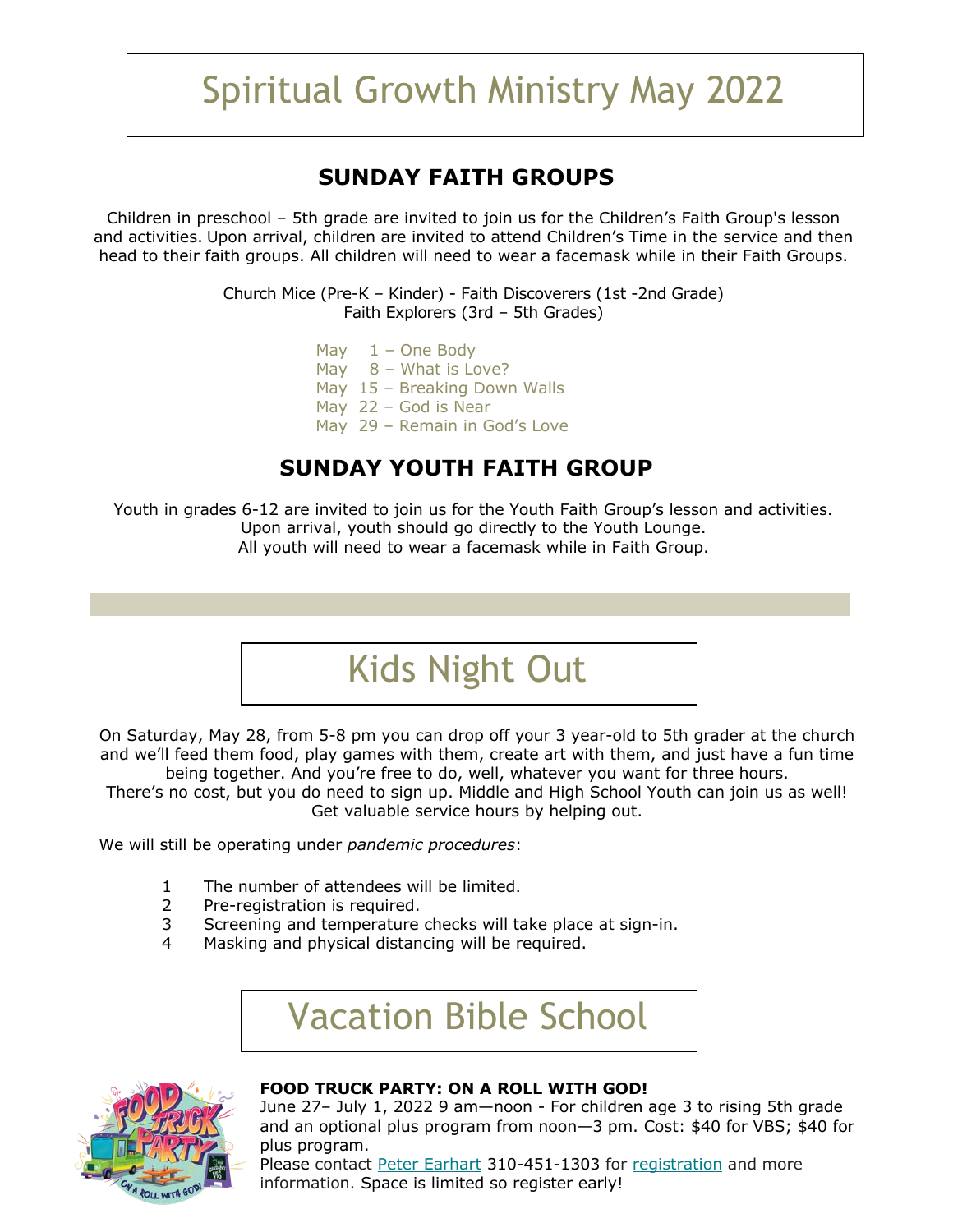# Spiritual Growth Ministry May 2022

## SUNDAY FAITH GROUPS

Children in preschool – 5th grade are invited to join us for the Children's Faith Group's lesson and activities. Upon arrival, children are invited to attend Children's Time in the service and then head to their faith groups. All children will need to wear a facemask while in their Faith Groups.

Church Mice (Pre-K – Kinder) - Faith Discoverers (1st -2nd Grade)
Faith Explorers (3rd – 5th Grades)

May 1 – One Body
May 8 – What is Love?
May 15 – Breaking Down Walls
May 22 – God is Near
May 29 – Remain in God's Love

## SUNDAY YOUTH FAITH GROUP

Youth in grades 6-12 are invited to join us for the Youth Faith Group's lesson and activities.
Upon arrival, youth should go directly to the Youth Lounge.
All youth will need to wear a facemask while in Faith Group.

# Kids Night Out

On Saturday, May 28, from 5-8 pm you can drop off your 3 year-old to 5th grader at the church and we'll feed them food, play games with them, create art with them, and just have a fun time being together. And you're free to do, well, whatever you want for three hours.
There's no cost, but you do need to sign up. Middle and High School Youth can join us as well! Get valuable service hours by helping out.

We will still be operating under *pandemic procedures*:

1. The number of attendees will be limited.
2. Pre-registration is required.
3. Screening and temperature checks will take place at sign-in.
4. Masking and physical distancing will be required.

# Vacation Bible School

**FOOD TRUCK PARTY: ON A ROLL WITH GOD!**
June 27– July 1, 2022 9 am—noon - For children age 3 to rising 5th grade and an optional plus program from noon—3 pm. Cost: $40 for VBS; $40 for plus program.
Please contact Peter Earhart 310-451-1303 for registration and more information. Space is limited so register early!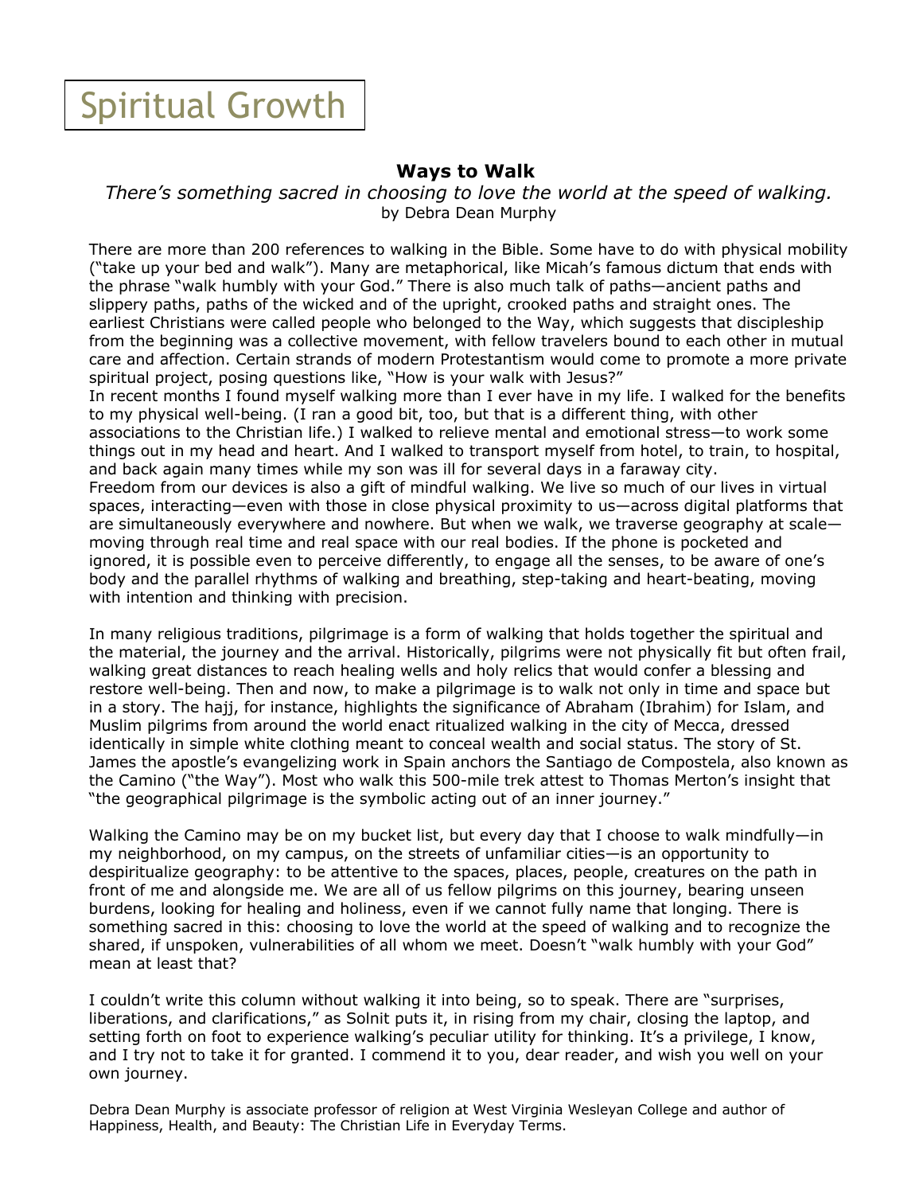# Spiritual Growth

## Ways to Walk

*There's something sacred in choosing to love the world at the speed of walking.*

by Debra Dean Murphy

There are more than 200 references to walking in the Bible. Some have to do with physical mobility ("take up your bed and walk"). Many are metaphorical, like Micah's famous dictum that ends with the phrase "walk humbly with your God." There is also much talk of paths—ancient paths and slippery paths, paths of the wicked and of the upright, crooked paths and straight ones. The earliest Christians were called people who belonged to the Way, which suggests that discipleship from the beginning was a collective movement, with fellow travelers bound to each other in mutual care and affection. Certain strands of modern Protestantism would come to promote a more private spiritual project, posing questions like, "How is your walk with Jesus?"

In recent months I found myself walking more than I ever have in my life. I walked for the benefits to my physical well-being. (I ran a good bit, too, but that is a different thing, with other associations to the Christian life.) I walked to relieve mental and emotional stress—to work some things out in my head and heart. And I walked to transport myself from hotel, to train, to hospital, and back again many times while my son was ill for several days in a faraway city.

Freedom from our devices is also a gift of mindful walking. We live so much of our lives in virtual spaces, interacting—even with those in close physical proximity to us—across digital platforms that are simultaneously everywhere and nowhere. But when we walk, we traverse geography at scale—moving through real time and real space with our real bodies. If the phone is pocketed and ignored, it is possible even to perceive differently, to engage all the senses, to be aware of one's body and the parallel rhythms of walking and breathing, step-taking and heart-beating, moving with intention and thinking with precision.

In many religious traditions, pilgrimage is a form of walking that holds together the spiritual and the material, the journey and the arrival. Historically, pilgrims were not physically fit but often frail, walking great distances to reach healing wells and holy relics that would confer a blessing and restore well-being. Then and now, to make a pilgrimage is to walk not only in time and space but in a story. The hajj, for instance, highlights the significance of Abraham (Ibrahim) for Islam, and Muslim pilgrims from around the world enact ritualized walking in the city of Mecca, dressed identically in simple white clothing meant to conceal wealth and social status. The story of St. James the apostle's evangelizing work in Spain anchors the Santiago de Compostela, also known as the Camino ("the Way"). Most who walk this 500-mile trek attest to Thomas Merton's insight that "the geographical pilgrimage is the symbolic acting out of an inner journey."

Walking the Camino may be on my bucket list, but every day that I choose to walk mindfully—in my neighborhood, on my campus, on the streets of unfamiliar cities—is an opportunity to despiritualize geography: to be attentive to the spaces, places, people, creatures on the path in front of me and alongside me. We are all of us fellow pilgrims on this journey, bearing unseen burdens, looking for healing and holiness, even if we cannot fully name that longing. There is something sacred in this: choosing to love the world at the speed of walking and to recognize the shared, if unspoken, vulnerabilities of all whom we meet. Doesn't "walk humbly with your God" mean at least that?

I couldn't write this column without walking it into being, so to speak. There are "surprises, liberations, and clarifications," as Solnit puts it, in rising from my chair, closing the laptop, and setting forth on foot to experience walking's peculiar utility for thinking. It's a privilege, I know, and I try not to take it for granted. I commend it to you, dear reader, and wish you well on your own journey.

Debra Dean Murphy is associate professor of religion at West Virginia Wesleyan College and author of Happiness, Health, and Beauty: The Christian Life in Everyday Terms.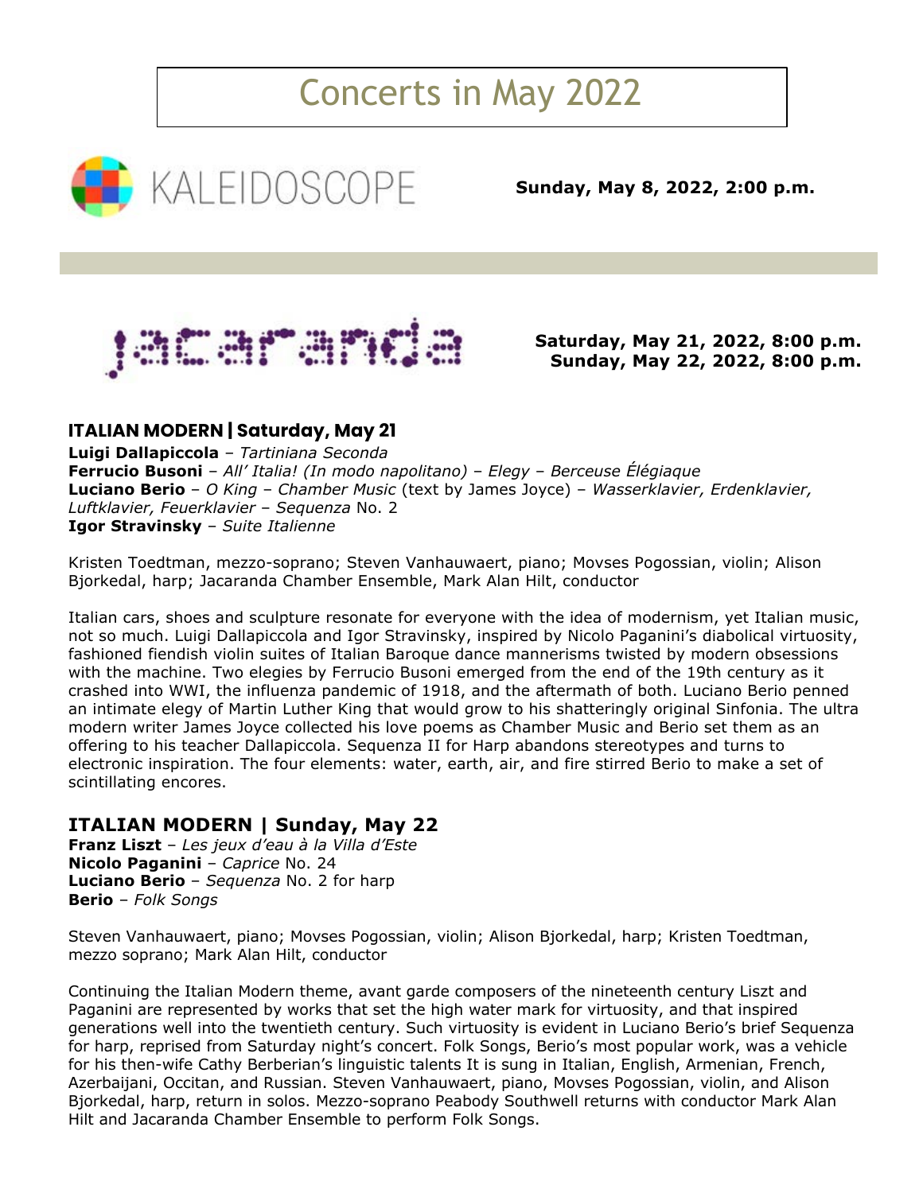# Concerts in May 2022

KALEIDOSCOPE

**Sunday, May 8, 2022, 2:00 p.m.**

jacaranda

**Saturday, May 21, 2022, 8:00 p.m.**
**Sunday, May 22, 2022, 8:00 p.m.**

## ITALIAN MODERN | Saturday, May 21

**Luigi Dallapiccola** – *Tartiniana Seconda*
**Ferrucio Busoni** – *All' Italia! (In modo napolitano)* – *Elegy* – *Berceuse Élégiaque*
**Luciano Berio** – *O King* – *Chamber Music* (text by James Joyce) – *Wasserklavier, Erdenklavier, Luftklavier, Feuerklavier* – *Sequenza* No. 2
**Igor Stravinsky** – *Suite Italienne*

Kristen Toedtman, mezzo-soprano; Steven Vanhauwaert, piano; Movses Pogossian, violin; Alison Bjorkedal, harp; Jacaranda Chamber Ensemble, Mark Alan Hilt, conductor

Italian cars, shoes and sculpture resonate for everyone with the idea of modernism, yet Italian music, not so much. Luigi Dallapiccola and Igor Stravinsky, inspired by Nicolo Paganini's diabolical virtuosity, fashioned fiendish violin suites of Italian Baroque dance mannerisms twisted by modern obsessions with the machine. Two elegies by Ferrucio Busoni emerged from the end of the 19th century as it crashed into WWI, the influenza pandemic of 1918, and the aftermath of both. Luciano Berio penned an intimate elegy of Martin Luther King that would grow to his shatteringly original Sinfonia. The ultra modern writer James Joyce collected his love poems as Chamber Music and Berio set them as an offering to his teacher Dallapiccola. Sequenza II for Harp abandons stereotypes and turns to electronic inspiration. The four elements: water, earth, air, and fire stirred Berio to make a set of scintillating encores.

## ITALIAN MODERN | Sunday, May 22

**Franz Liszt** – *Les jeux d'eau à la Villa d'Este*
**Nicolo Paganini** – *Caprice* No. 24
**Luciano Berio** – *Sequenza* No. 2 for harp
**Berio** – *Folk Songs*

Steven Vanhauwaert, piano; Movses Pogossian, violin; Alison Bjorkedal, harp; Kristen Toedtman, mezzo soprano; Mark Alan Hilt, conductor

Continuing the Italian Modern theme, avant garde composers of the nineteenth century Liszt and Paganini are represented by works that set the high water mark for virtuosity, and that inspired generations well into the twentieth century. Such virtuosity is evident in Luciano Berio's brief Sequenza for harp, reprised from Saturday night's concert. Folk Songs, Berio's most popular work, was a vehicle for his then-wife Cathy Berberian's linguistic talents It is sung in Italian, English, Armenian, French, Azerbaijani, Occitan, and Russian. Steven Vanhauwaert, piano, Movses Pogossian, violin, and Alison Bjorkedal, harp, return in solos. Mezzo-soprano Peabody Southwell returns with conductor Mark Alan Hilt and Jacaranda Chamber Ensemble to perform Folk Songs.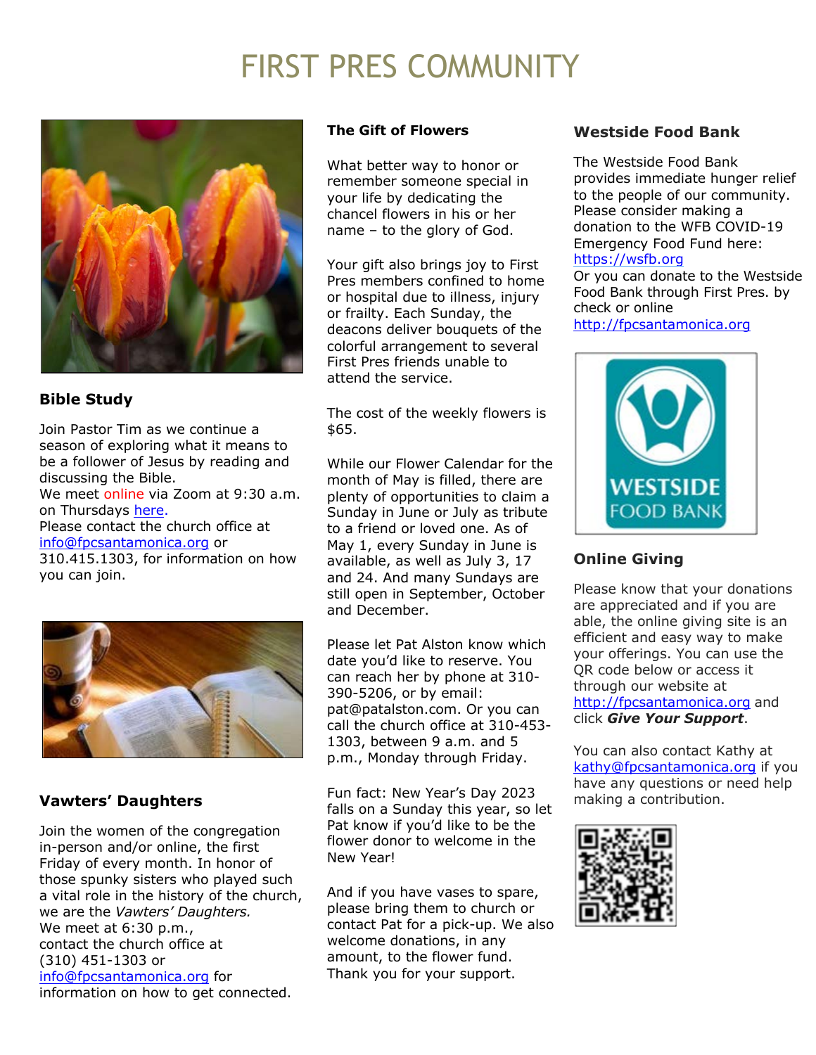# FIRST PRES COMMUNITY

## Bible Study

Join Pastor Tim as we continue a season of exploring what it means to be a follower of Jesus by reading and discussing the Bible.
We meet online via Zoom at 9:30 a.m. on Thursdays here.
Please contact the church office at info@fpcsantamonica.org or 310.415.1303, for information on how you can join.

## Vawters' Daughters

Join the women of the congregation in-person and/or online, the first Friday of every month. In honor of those spunky sisters who played such a vital role in the history of the church, we are the *Vawters' Daughters.*
We meet at 6:30 p.m.,
contact the church office at (310) 451-1303 or info@fpcsantamonica.org for information on how to get connected.

## The Gift of Flowers

What better way to honor or remember someone special in your life by dedicating the chancel flowers in his or her name – to the glory of God.

Your gift also brings joy to First Pres members confined to home or hospital due to illness, injury or frailty. Each Sunday, the deacons deliver bouquets of the colorful arrangement to several First Pres friends unable to attend the service.

The cost of the weekly flowers is $65.

While our Flower Calendar for the month of May is filled, there are plenty of opportunities to claim a Sunday in June or July as tribute to a friend or loved one. As of May 1, every Sunday in June is available, as well as July 3, 17 and 24. And many Sundays are still open in September, October and December.

Please let Pat Alston know which date you'd like to reserve. You can reach her by phone at 310-390-5206, or by email: pat@patalston.com. Or you can call the church office at 310-453-1303, between 9 a.m. and 5 p.m., Monday through Friday.

Fun fact: New Year's Day 2023 falls on a Sunday this year, so let Pat know if you'd like to be the flower donor to welcome in the New Year!

And if you have vases to spare, please bring them to church or contact Pat for a pick-up. We also welcome donations, in any amount, to the flower fund. Thank you for your support.

## Westside Food Bank

The Westside Food Bank provides immediate hunger relief to the people of our community. Please consider making a donation to the WFB COVID-19 Emergency Food Fund here: https://wsfb.org
Or you can donate to the Westside Food Bank through First Pres. by check or online http://fpcsantamonica.org

## Online Giving

Please know that your donations are appreciated and if you are able, the online giving site is an efficient and easy way to make your offerings. You can use the QR code below or access it through our website at http://fpcsantamonica.org and click ***Give Your Support***.

You can also contact Kathy at kathy@fpcsantamonica.org if you have any questions or need help making a contribution.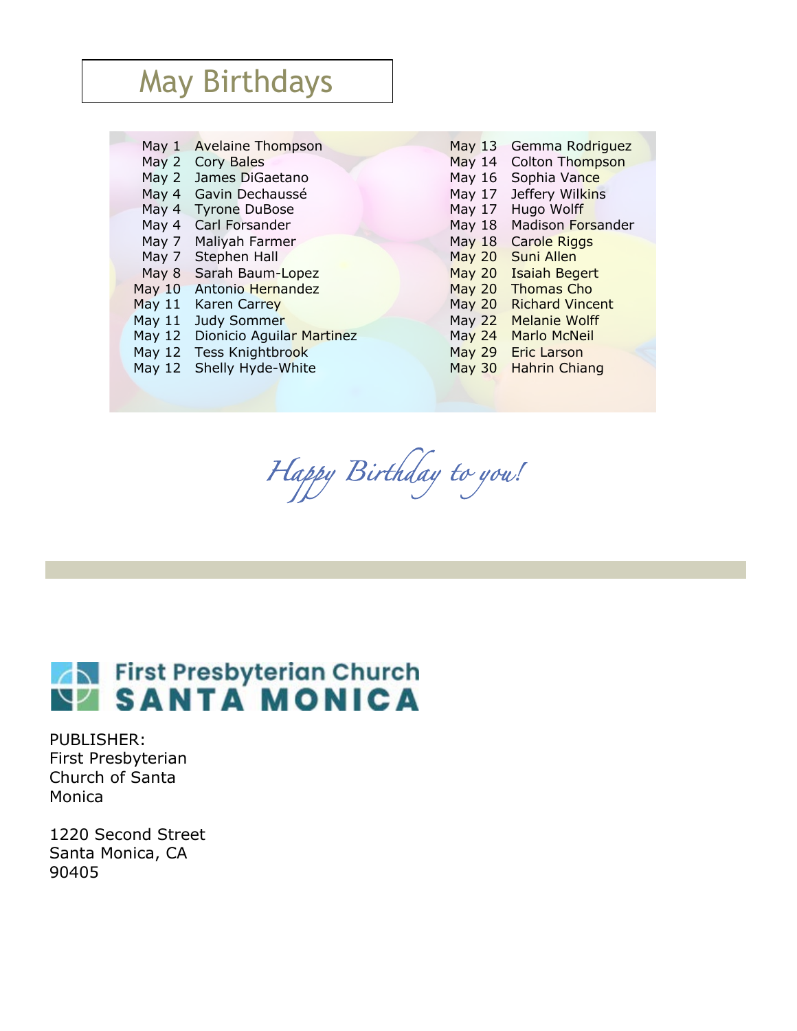# May Birthdays

| | |
|---|---|
| May 1 | Avelaine Thompson |
| May 2 | Cory Bales |
| May 2 | James DiGaetano |
| May 4 | Gavin Dechaussé |
| May 4 | Tyrone DuBose |
| May 4 | Carl Forsander |
| May 7 | Maliyah Farmer |
| May 7 | Stephen Hall |
| May 8 | Sarah Baum-Lopez |
| May 10 | Antonio Hernandez |
| May 11 | Karen Carrey |
| May 11 | Judy Sommer |
| May 12 | Dionicio Aguilar Martinez |
| May 12 | Tess Knightbrook |
| May 12 | Shelly Hyde-White |
| May 13 | Gemma Rodriguez |
| May 14 | Colton Thompson |
| May 16 | Sophia Vance |
| May 17 | Jeffery Wilkins |
| May 17 | Hugo Wolff |
| May 18 | Madison Forsander |
| May 18 | Carole Riggs |
| May 20 | Suni Allen |
| May 20 | Isaiah Begert |
| May 20 | Thomas Cho |
| May 20 | Richard Vincent |
| May 22 | Melanie Wolff |
| May 24 | Marlo McNeil |
| May 29 | Eric Larson |
| May 30 | Hahrin Chiang |

*Happy Birthday to you!*

First Presbyterian Church
SANTA MONICA

PUBLISHER:
First Presbyterian Church of Santa Monica

1220 Second Street
Santa Monica, CA
90405